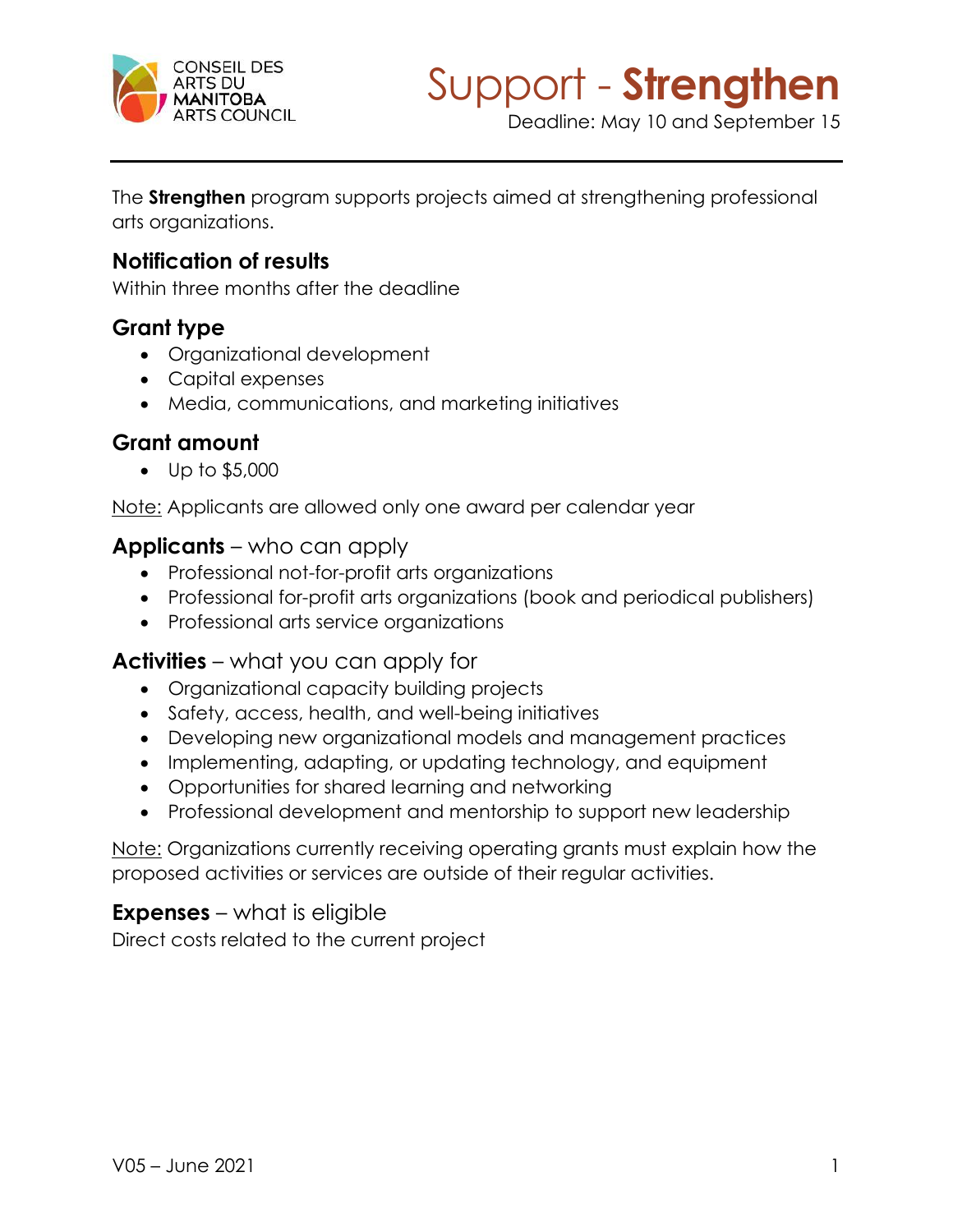CONSEIL DES ARTS DU MANITOBA ARTS COUNCIL

# Support - **Strengthen**

Deadline: May 10 and September 15

The **Strengthen** program supports projects aimed at strengthening professional arts organizations.

## Notification of results

Within three months after the deadline

## Grant type

- Organizational development
- Capital expenses
- Media, communications, and marketing initiatives

## Grant amount

- Up to $5,000

Note: Applicants are allowed only one award per calendar year

## **Applicants** – who can apply

- Professional not-for-profit arts organizations
- Professional for-profit arts organizations (book and periodical publishers)
- Professional arts service organizations

## **Activities** – what you can apply for

- Organizational capacity building projects
- Safety, access, health, and well-being initiatives
- Developing new organizational models and management practices
- Implementing, adapting, or updating technology, and equipment
- Opportunities for shared learning and networking
- Professional development and mentorship to support new leadership

Note: Organizations currently receiving operating grants must explain how the proposed activities or services are outside of their regular activities.

## **Expenses** – what is eligible

Direct costs related to the current project

V05 – June 2021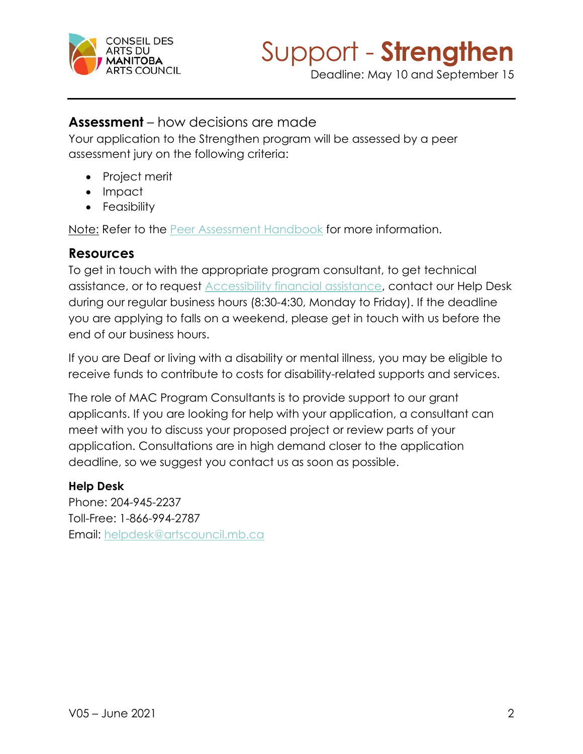## **Assessment** – how decisions are made

Your application to the Strengthen program will be assessed by a peer assessment jury on the following criteria:

- Project merit
- Impact
- Feasibility

Note: Refer to the Peer Assessment Handbook for more information.

## Resources

To get in touch with the appropriate program consultant, to get technical assistance, or to request Accessibility financial assistance, contact our Help Desk during our regular business hours (8:30-4:30, Monday to Friday). If the deadline you are applying to falls on a weekend, please get in touch with us before the end of our business hours.

If you are Deaf or living with a disability or mental illness, you may be eligible to receive funds to contribute to costs for disability-related supports and services.

The role of MAC Program Consultants is to provide support to our grant applicants. If you are looking for help with your application, a consultant can meet with you to discuss your proposed project or review parts of your application. Consultations are in high demand closer to the application deadline, so we suggest you contact us as soon as possible.

**Help Desk**
Phone: 204-945-2237
Toll-Free: 1-866-994-2787
Email: helpdesk@artscouncil.mb.ca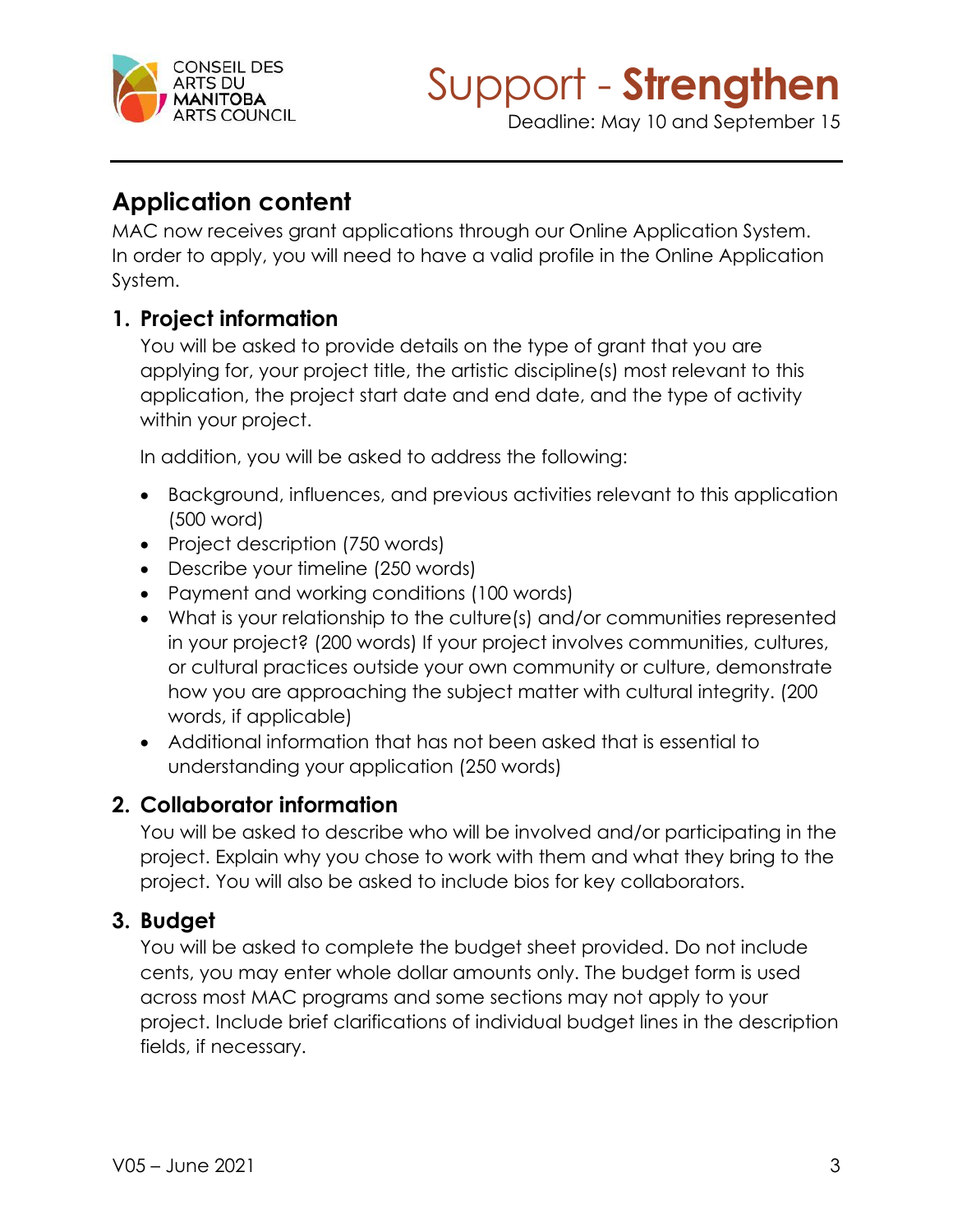## Application content

MAC now receives grant applications through our Online Application System. In order to apply, you will need to have a valid profile in the Online Application System.

### 1. Project information

You will be asked to provide details on the type of grant that you are applying for, your project title, the artistic discipline(s) most relevant to this application, the project start date and end date, and the type of activity within your project.

In addition, you will be asked to address the following:

- Background, influences, and previous activities relevant to this application (500 word)
- Project description (750 words)
- Describe your timeline (250 words)
- Payment and working conditions (100 words)
- What is your relationship to the culture(s) and/or communities represented in your project? (200 words) If your project involves communities, cultures, or cultural practices outside your own community or culture, demonstrate how you are approaching the subject matter with cultural integrity. (200 words, if applicable)
- Additional information that has not been asked that is essential to understanding your application (250 words)

### 2. Collaborator information

You will be asked to describe who will be involved and/or participating in the project. Explain why you chose to work with them and what they bring to the project. You will also be asked to include bios for key collaborators.

### 3. Budget

You will be asked to complete the budget sheet provided. Do not include cents, you may enter whole dollar amounts only. The budget form is used across most MAC programs and some sections may not apply to your project. Include brief clarifications of individual budget lines in the description fields, if necessary.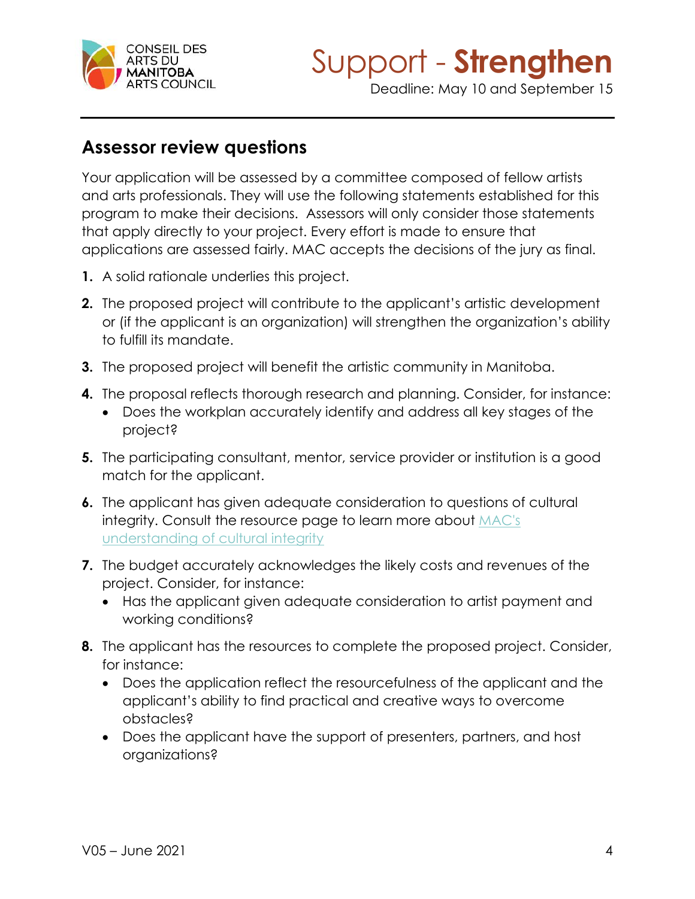## Assessor review questions

Your application will be assessed by a committee composed of fellow artists and arts professionals. They will use the following statements established for this program to make their decisions. Assessors will only consider those statements that apply directly to your project. Every effort is made to ensure that applications are assessed fairly. MAC accepts the decisions of the jury as final.

1. A solid rationale underlies this project.
2. The proposed project will contribute to the applicant's artistic development or (if the applicant is an organization) will strengthen the organization's ability to fulfill its mandate.
3. The proposed project will benefit the artistic community in Manitoba.
4. The proposal reflects thorough research and planning. Consider, for instance:
   - Does the workplan accurately identify and address all key stages of the project?
5. The participating consultant, mentor, service provider or institution is a good match for the applicant.
6. The applicant has given adequate consideration to questions of cultural integrity. Consult the resource page to learn more about MAC's understanding of cultural integrity
7. The budget accurately acknowledges the likely costs and revenues of the project. Consider, for instance:
   - Has the applicant given adequate consideration to artist payment and working conditions?
8. The applicant has the resources to complete the proposed project. Consider, for instance:
   - Does the application reflect the resourcefulness of the applicant and the applicant's ability to find practical and creative ways to overcome obstacles?
   - Does the applicant have the support of presenters, partners, and host organizations?